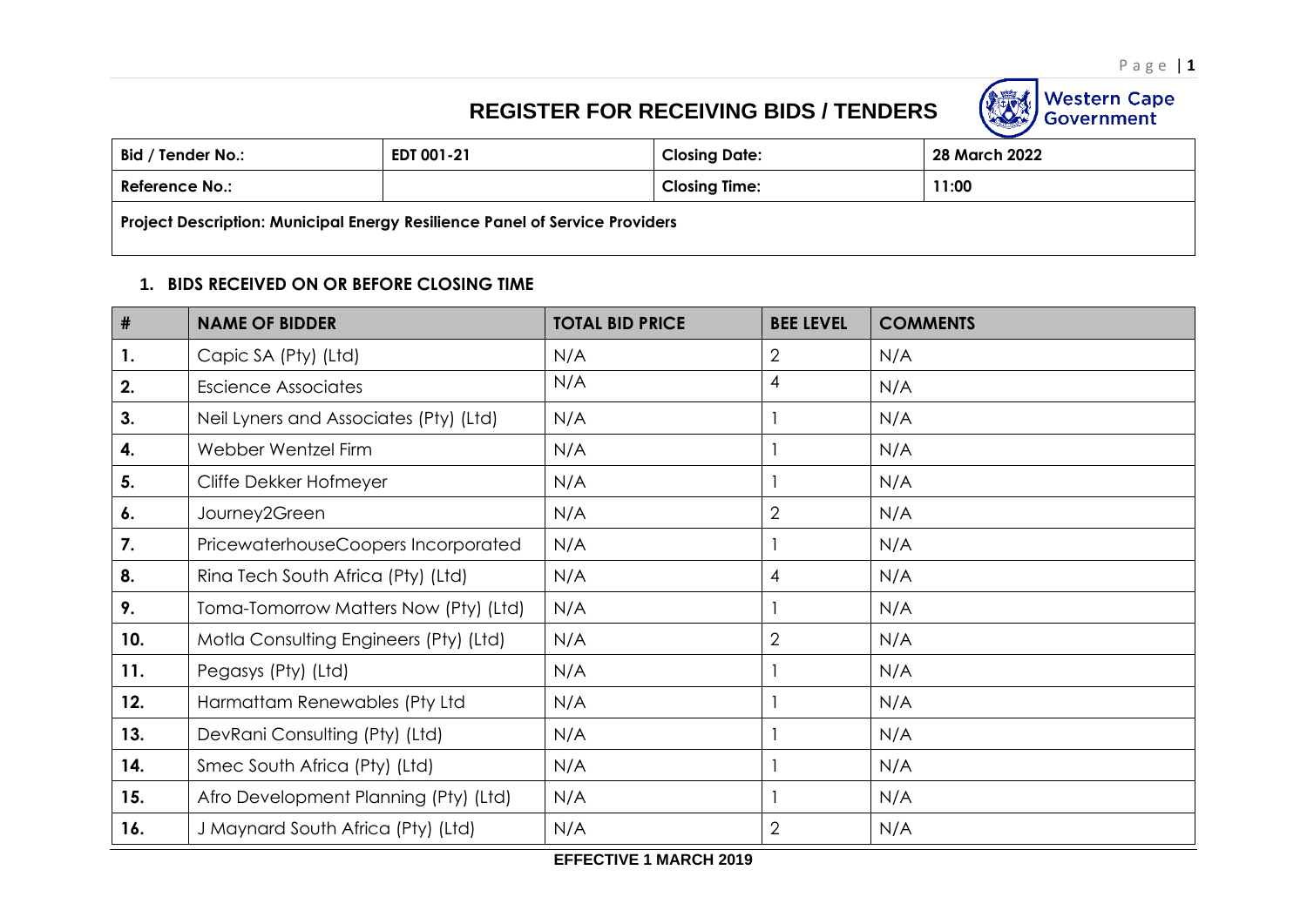# REGISTER FOR RECEIVING BIDS / TENDERS

Western Cape Government

| **Bid / Tender No.:** | **EDT 001-21** | **Closing Date:** | **28 March 2022** |
|---|---|---|---|
| **Reference No.:** | | **Closing Time:** | **11:00** |
| **Project Description: Municipal Energy Resilience Panel of Service Providers** | | | |

## 1. BIDS RECEIVED ON OR BEFORE CLOSING TIME

| # | NAME OF BIDDER | TOTAL BID PRICE | BEE LEVEL | COMMENTS |
|---|---|---|---|---|
| **1.** | Capic SA (Pty) (Ltd) | N/A | 2 | N/A |
| **2.** | Escience Associates | N/A | 4 | N/A |
| **3.** | Neil Lyners and Associates (Pty) (Ltd) | N/A | 1 | N/A |
| **4.** | Webber Wentzel Firm | N/A | 1 | N/A |
| **5.** | Cliffe Dekker Hofmeyer | N/A | 1 | N/A |
| **6.** | Journey2Green | N/A | 2 | N/A |
| **7.** | PricewaterhouseCoopers Incorporated | N/A | 1 | N/A |
| **8.** | Rina Tech South Africa (Pty) (Ltd) | N/A | 4 | N/A |
| **9.** | Toma-Tomorrow Matters Now (Pty) (Ltd) | N/A | 1 | N/A |
| **10.** | Motla Consulting Engineers (Pty) (Ltd) | N/A | 2 | N/A |
| **11.** | Pegasys (Pty) (Ltd) | N/A | 1 | N/A |
| **12.** | Harmattam Renewables (Pty Ltd | N/A | 1 | N/A |
| **13.** | DevRani Consulting (Pty) (Ltd) | N/A | 1 | N/A |
| **14.** | Smec South Africa (Pty) (Ltd) | N/A | 1 | N/A |
| **15.** | Afro Development Planning (Pty) (Ltd) | N/A | 1 | N/A |
| **16.** | J Maynard South Africa (Pty) (Ltd) | N/A | 2 | N/A |

**EFFECTIVE 1 MARCH 2019**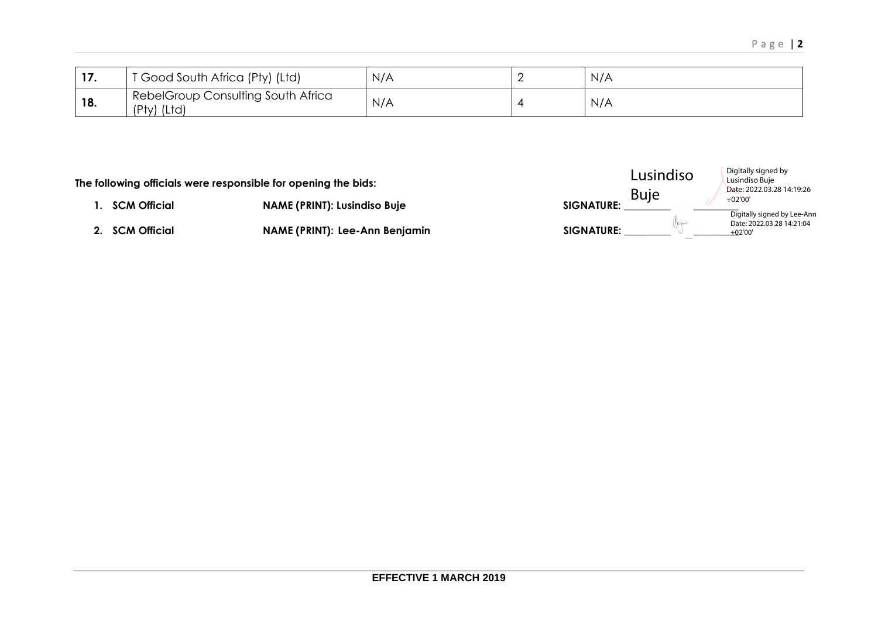| | | | | |
|---|---|---|---|---|
| 17. | T Good South Africa (Pty) (Ltd) | N/A | 2 | N/A |
| 18. | RebelGroup Consulting South Africa (Pty) (Ltd) | N/A | 4 | N/A |

**The following officials were responsible for opening the bids:**

1. **SCM Official** **NAME (PRINT): Lusindiso Buje** **SIGNATURE:** Lusindiso Buje — Digitally signed by Lusindiso Buje Date: 2022.03.28 14:19:26 +02'00'
2. **SCM Official** **NAME (PRINT): Lee-Ann Benjamin** **SIGNATURE:** Digitally signed by Lee-Ann Date: 2022.03.28 14:21:04 +02'00'

**EFFECTIVE 1 MARCH 2019**